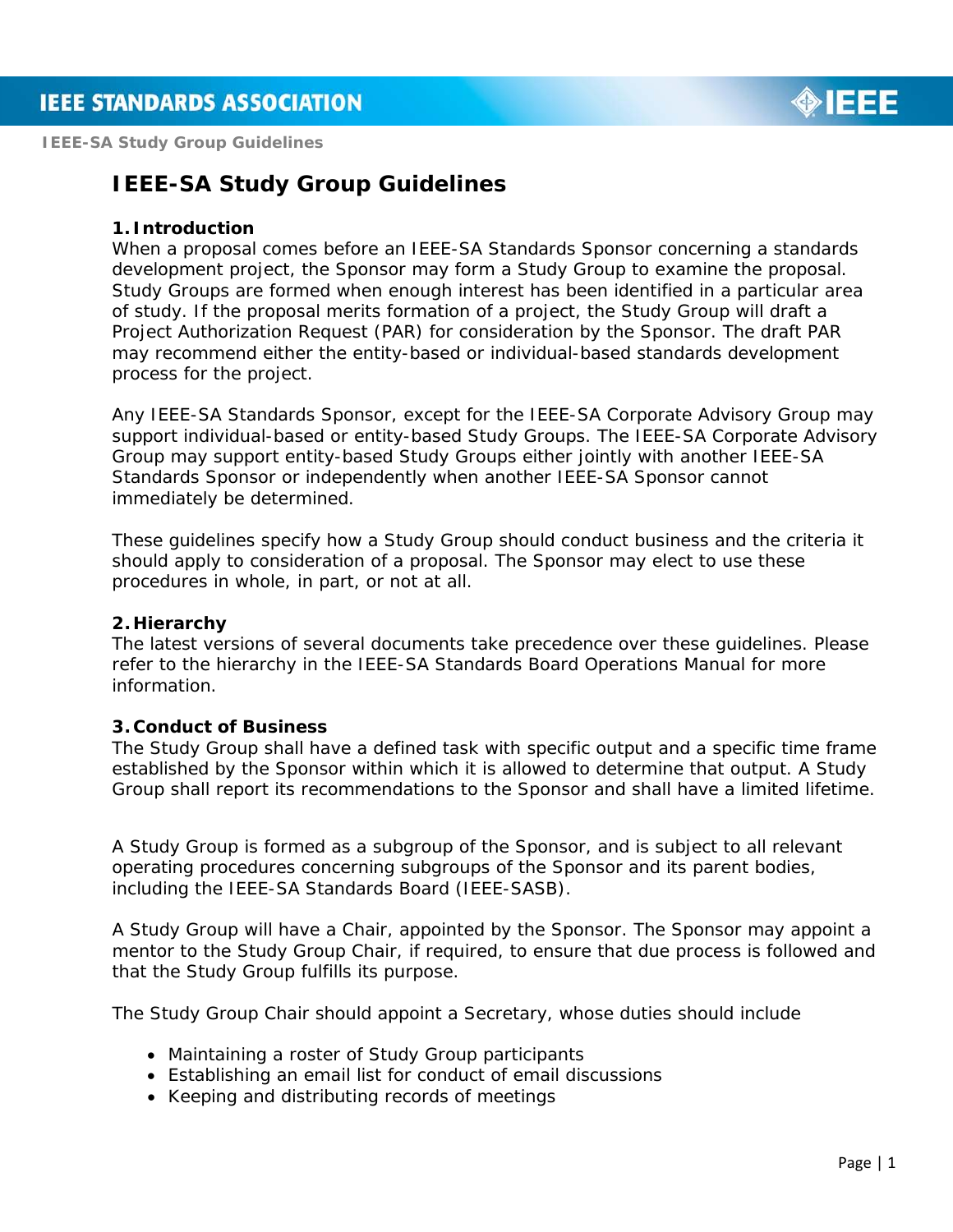# IEEE-SA Study Group Guidelines

## 1. Introduction

When a proposal comes before an IEEE-SA Standards Sponsor concerning a standards development project, the Sponsor may form a Study Group to examine the proposal. Study Groups are formed when enough interest has been identified in a particular area of study. If the proposal merits formation of a project, the Study Group will draft a Project Authorization Request (PAR) for consideration by the Sponsor. The draft PAR may recommend either the entity-based or individual-based standards development process for the project.

Any IEEE-SA Standards Sponsor, except for the IEEE-SA Corporate Advisory Group may support individual-based or entity-based Study Groups. The IEEE-SA Corporate Advisory Group may support entity-based Study Groups either jointly with another IEEE-SA Standards Sponsor or independently when another IEEE-SA Sponsor cannot immediately be determined.

These guidelines specify how a Study Group should conduct business and the criteria it should apply to consideration of a proposal. The Sponsor may elect to use these procedures in whole, in part, or not at all.

## 2. Hierarchy

The latest versions of several documents take precedence over these guidelines. Please refer to the hierarchy in the IEEE-SA Standards Board Operations Manual for more information.

## 3. Conduct of Business

The Study Group shall have a defined task with specific output and a specific time frame established by the Sponsor within which it is allowed to determine that output. A Study Group shall report its recommendations to the Sponsor and shall have a limited lifetime.

A Study Group is formed as a subgroup of the Sponsor, and is subject to all relevant operating procedures concerning subgroups of the Sponsor and its parent bodies, including the IEEE-SA Standards Board (IEEE-SASB).

A Study Group will have a Chair, appointed by the Sponsor. The Sponsor may appoint a mentor to the Study Group Chair, if required, to ensure that due process is followed and that the Study Group fulfills its purpose.

The Study Group Chair should appoint a Secretary, whose duties should include

- Maintaining a roster of Study Group participants
- Establishing an email list for conduct of email discussions
- Keeping and distributing records of meetings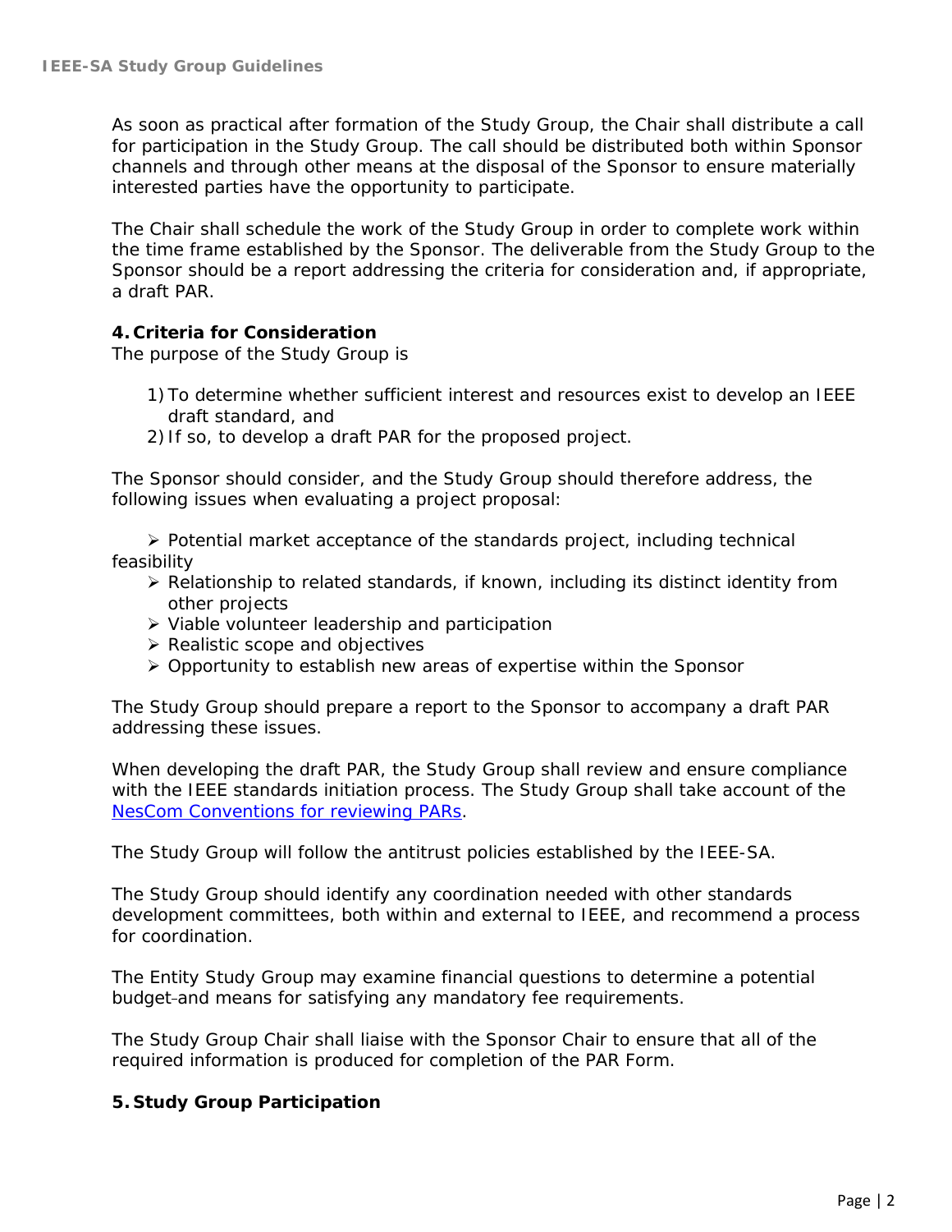As soon as practical after formation of the Study Group, the Chair shall distribute a call for participation in the Study Group. The call should be distributed both within Sponsor channels and through other means at the disposal of the Sponsor to ensure materially interested parties have the opportunity to participate.

The Chair shall schedule the work of the Study Group in order to complete work within the time frame established by the Sponsor. The deliverable from the Study Group to the Sponsor should be a report addressing the criteria for consideration and, if appropriate, a draft PAR.

## 4. Criteria for Consideration

The purpose of the Study Group is

1) To determine whether sufficient interest and resources exist to develop an IEEE draft standard, and
2) If so, to develop a draft PAR for the proposed project.

The Sponsor should consider, and the Study Group should therefore address, the following issues when evaluating a project proposal:

- Potential market acceptance of the standards project, including technical feasibility
- Relationship to related standards, if known, including its distinct identity from other projects
- Viable volunteer leadership and participation
- Realistic scope and objectives
- Opportunity to establish new areas of expertise within the Sponsor

The Study Group should prepare a report to the Sponsor to accompany a draft PAR addressing these issues.

When developing the draft PAR, the Study Group shall review and ensure compliance with the IEEE standards initiation process. The Study Group shall take account of the [NesCom Conventions for reviewing PARs]().

The Study Group will follow the antitrust policies established by the IEEE-SA.

The Study Group should identify any coordination needed with other standards development committees, both within and external to IEEE, and recommend a process for coordination.

The Entity Study Group may examine financial questions to determine a potential budget and means for satisfying any mandatory fee requirements.

The Study Group Chair shall liaise with the Sponsor Chair to ensure that all of the required information is produced for completion of the PAR Form.

## 5. Study Group Participation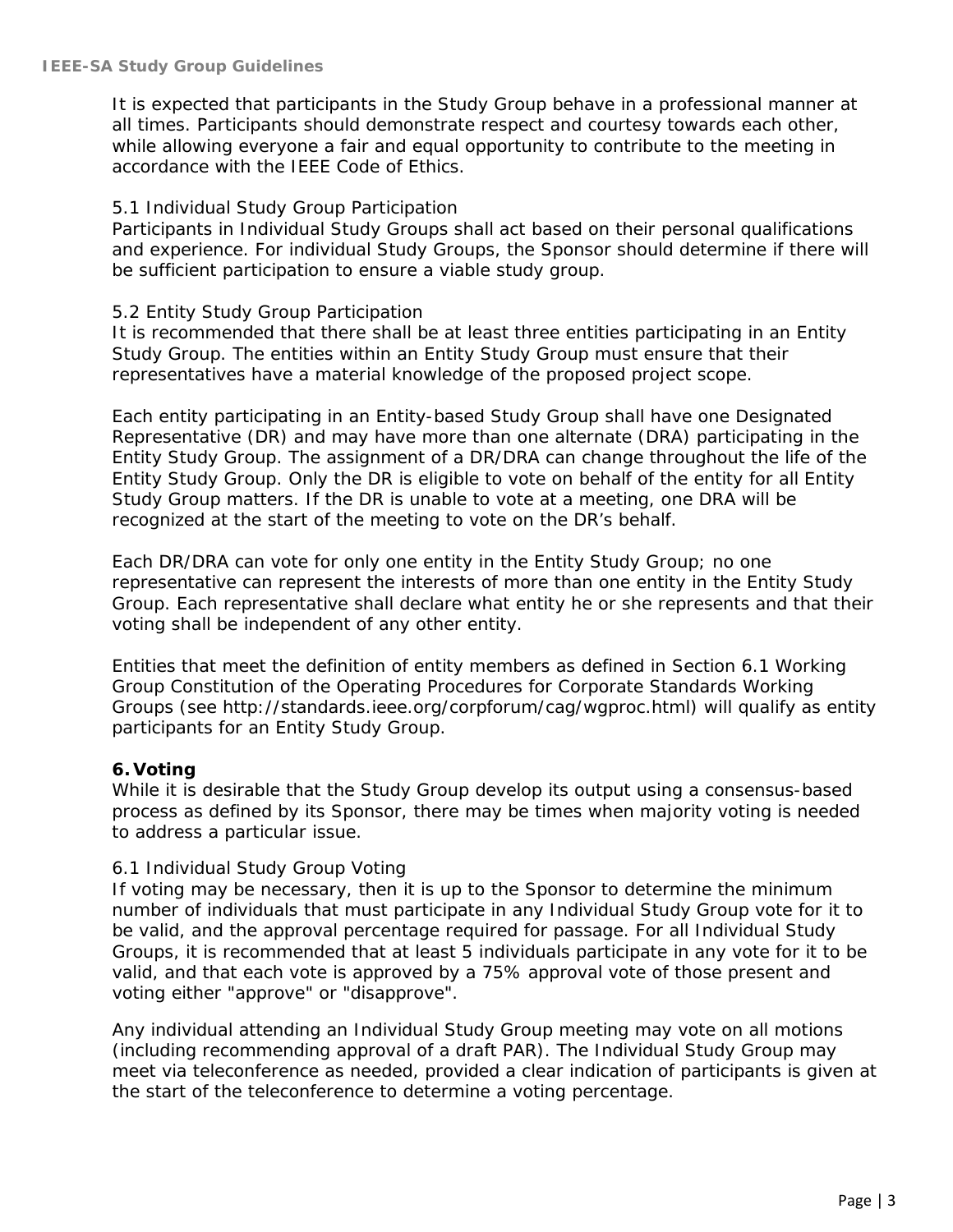It is expected that participants in the Study Group behave in a professional manner at all times. Participants should demonstrate respect and courtesy towards each other, while allowing everyone a fair and equal opportunity to contribute to the meeting in accordance with the IEEE Code of Ethics.

### 5.1 Individual Study Group Participation

Participants in Individual Study Groups shall act based on their personal qualifications and experience. For individual Study Groups, the Sponsor should determine if there will be sufficient participation to ensure a viable study group.

### 5.2 Entity Study Group Participation

It is recommended that there shall be at least three entities participating in an Entity Study Group. The entities within an Entity Study Group must ensure that their representatives have a material knowledge of the proposed project scope.

Each entity participating in an Entity-based Study Group shall have one Designated Representative (DR) and may have more than one alternate (DRA) participating in the Entity Study Group. The assignment of a DR/DRA can change throughout the life of the Entity Study Group. Only the DR is eligible to vote on behalf of the entity for all Entity Study Group matters. If the DR is unable to vote at a meeting, one DRA will be recognized at the start of the meeting to vote on the DR's behalf.

Each DR/DRA can vote for only one entity in the Entity Study Group; no one representative can represent the interests of more than one entity in the Entity Study Group. Each representative shall declare what entity he or she represents and that their voting shall be independent of any other entity.

Entities that meet the definition of entity members as defined in Section 6.1 Working Group Constitution of the Operating Procedures for Corporate Standards Working Groups (see http://standards.ieee.org/corpforum/cag/wgproc.html) will qualify as entity participants for an Entity Study Group.

## 6. Voting

While it is desirable that the Study Group develop its output using a consensus-based process as defined by its Sponsor, there may be times when majority voting is needed to address a particular issue.

### 6.1 Individual Study Group Voting

If voting may be necessary, then it is up to the Sponsor to determine the minimum number of individuals that must participate in any Individual Study Group vote for it to be valid, and the approval percentage required for passage. For all Individual Study Groups, it is recommended that at least 5 individuals participate in any vote for it to be valid, and that each vote is approved by a 75% approval vote of those present and voting either "approve" or "disapprove".

Any individual attending an Individual Study Group meeting may vote on all motions (including recommending approval of a draft PAR). The Individual Study Group may meet via teleconference as needed, provided a clear indication of participants is given at the start of the teleconference to determine a voting percentage.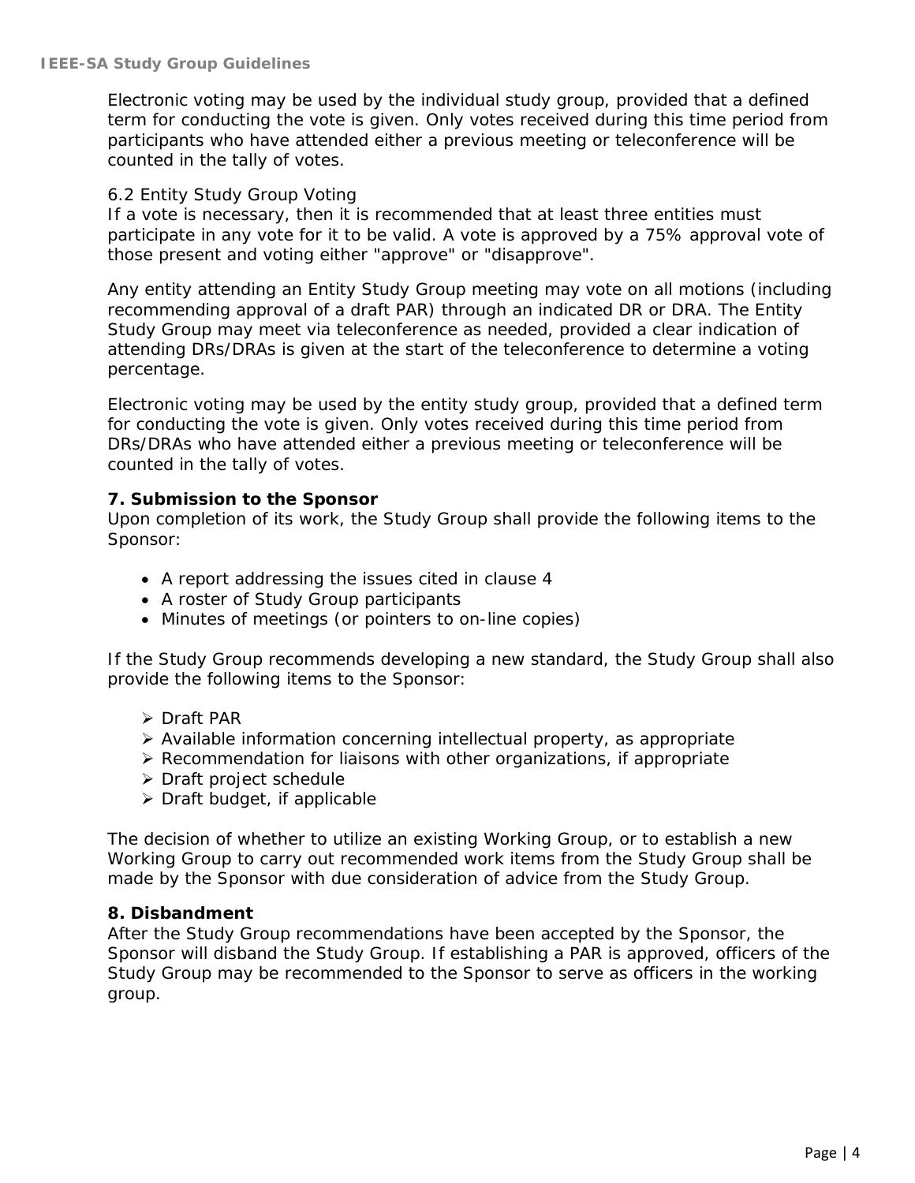Electronic voting may be used by the individual study group, provided that a defined term for conducting the vote is given. Only votes received during this time period from participants who have attended either a previous meeting or teleconference will be counted in the tally of votes.

6.2 Entity Study Group Voting

If a vote is necessary, then it is recommended that at least three entities must participate in any vote for it to be valid. A vote is approved by a 75% approval vote of those present and voting either "approve" or "disapprove".

Any entity attending an Entity Study Group meeting may vote on all motions (including recommending approval of a draft PAR) through an indicated DR or DRA. The Entity Study Group may meet via teleconference as needed, provided a clear indication of attending DRs/DRAs is given at the start of the teleconference to determine a voting percentage.

Electronic voting may be used by the entity study group, provided that a defined term for conducting the vote is given. Only votes received during this time period from DRs/DRAs who have attended either a previous meeting or teleconference will be counted in the tally of votes.

**7. Submission to the Sponsor**

Upon completion of its work, the Study Group shall provide the following items to the Sponsor:

- A report addressing the issues cited in clause 4
- A roster of Study Group participants
- Minutes of meetings (or pointers to on-line copies)

If the Study Group recommends developing a new standard, the Study Group shall also provide the following items to the Sponsor:

- Draft PAR
- Available information concerning intellectual property, as appropriate
- Recommendation for liaisons with other organizations, if appropriate
- Draft project schedule
- Draft budget, if applicable

The decision of whether to utilize an existing Working Group, or to establish a new Working Group to carry out recommended work items from the Study Group shall be made by the Sponsor with due consideration of advice from the Study Group.

**8. Disbandment**

After the Study Group recommendations have been accepted by the Sponsor, the Sponsor will disband the Study Group. If establishing a PAR is approved, officers of the Study Group may be recommended to the Sponsor to serve as officers in the working group.